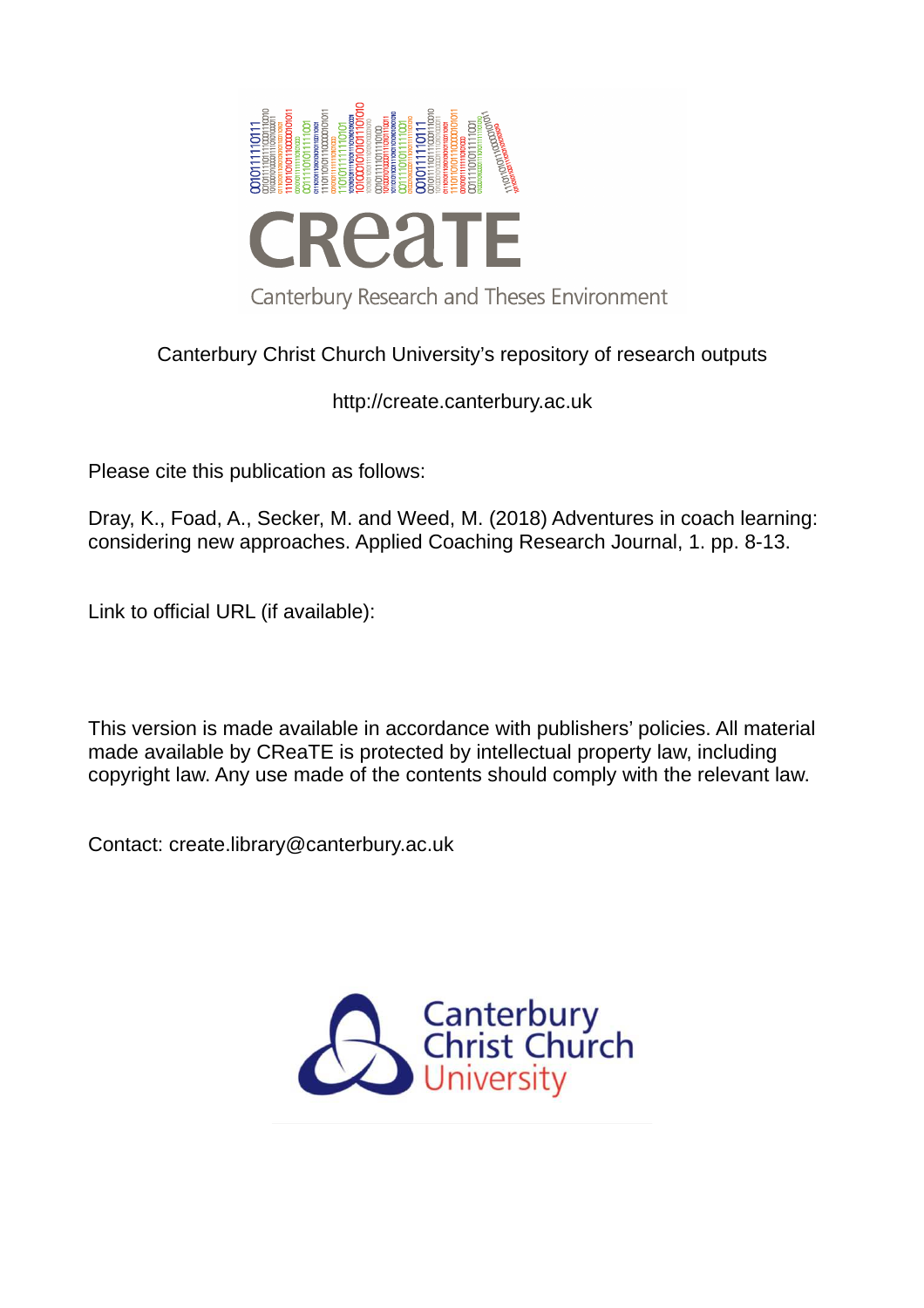CReaTE

Canterbury Research and Theses Environment

Canterbury Christ Church University's repository of research outputs

http://create.canterbury.ac.uk

Please cite this publication as follows:

Dray, K., Foad, A., Secker, M. and Weed, M. (2018) Adventures in coach learning: considering new approaches. Applied Coaching Research Journal, 1. pp. 8-13.

Link to official URL (if available):

This version is made available in accordance with publishers' policies. All material made available by CReaTE is protected by intellectual property law, including copyright law. Any use made of the contents should comply with the relevant law.

Contact: create.library@canterbury.ac.uk

Canterbury Christ Church University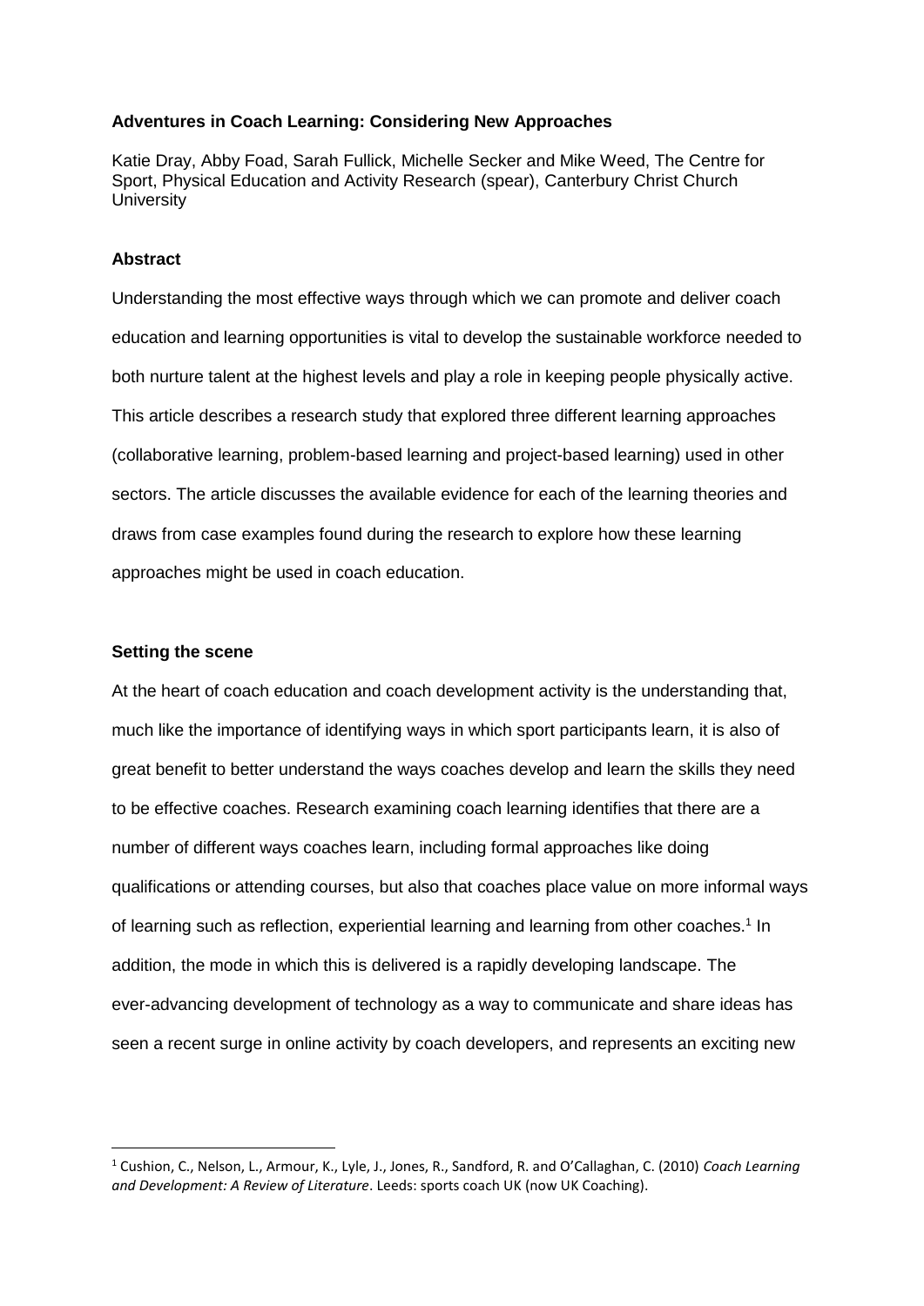**Adventures in Coach Learning: Considering New Approaches**

Katie Dray, Abby Foad, Sarah Fullick, Michelle Secker and Mike Weed, The Centre for Sport, Physical Education and Activity Research (spear), Canterbury Christ Church University

**Abstract**

Understanding the most effective ways through which we can promote and deliver coach education and learning opportunities is vital to develop the sustainable workforce needed to both nurture talent at the highest levels and play a role in keeping people physically active. This article describes a research study that explored three different learning approaches (collaborative learning, problem-based learning and project-based learning) used in other sectors. The article discusses the available evidence for each of the learning theories and draws from case examples found during the research to explore how these learning approaches might be used in coach education.

**Setting the scene**

At the heart of coach education and coach development activity is the understanding that, much like the importance of identifying ways in which sport participants learn, it is also of great benefit to better understand the ways coaches develop and learn the skills they need to be effective coaches. Research examining coach learning identifies that there are a number of different ways coaches learn, including formal approaches like doing qualifications or attending courses, but also that coaches place value on more informal ways of learning such as reflection, experiential learning and learning from other coaches.[1] In addition, the mode in which this is delivered is a rapidly developing landscape. The ever-advancing development of technology as a way to communicate and share ideas has seen a recent surge in online activity by coach developers, and represents an exciting new

[1] Cushion, C., Nelson, L., Armour, K., Lyle, J., Jones, R., Sandford, R. and O'Callaghan, C. (2010) *Coach Learning and Development: A Review of Literature*. Leeds: sports coach UK (now UK Coaching).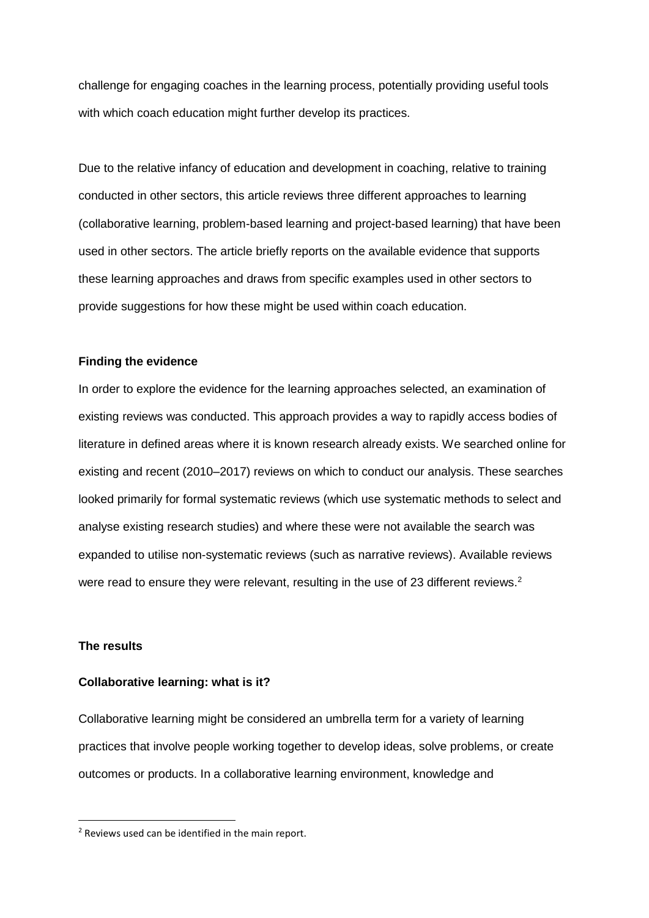challenge for engaging coaches in the learning process, potentially providing useful tools with which coach education might further develop its practices.

Due to the relative infancy of education and development in coaching, relative to training conducted in other sectors, this article reviews three different approaches to learning (collaborative learning, problem-based learning and project-based learning) that have been used in other sectors. The article briefly reports on the available evidence that supports these learning approaches and draws from specific examples used in other sectors to provide suggestions for how these might be used within coach education.

### Finding the evidence

In order to explore the evidence for the learning approaches selected, an examination of existing reviews was conducted. This approach provides a way to rapidly access bodies of literature in defined areas where it is known research already exists. We searched online for existing and recent (2010–2017) reviews on which to conduct our analysis. These searches looked primarily for formal systematic reviews (which use systematic methods to select and analyse existing research studies) and where these were not available the search was expanded to utilise non-systematic reviews (such as narrative reviews). Available reviews were read to ensure they were relevant, resulting in the use of 23 different reviews.[2]

## The results

### Collaborative learning: what is it?

Collaborative learning might be considered an umbrella term for a variety of learning practices that involve people working together to develop ideas, solve problems, or create outcomes or products. In a collaborative learning environment, knowledge and

[2] Reviews used can be identified in the main report.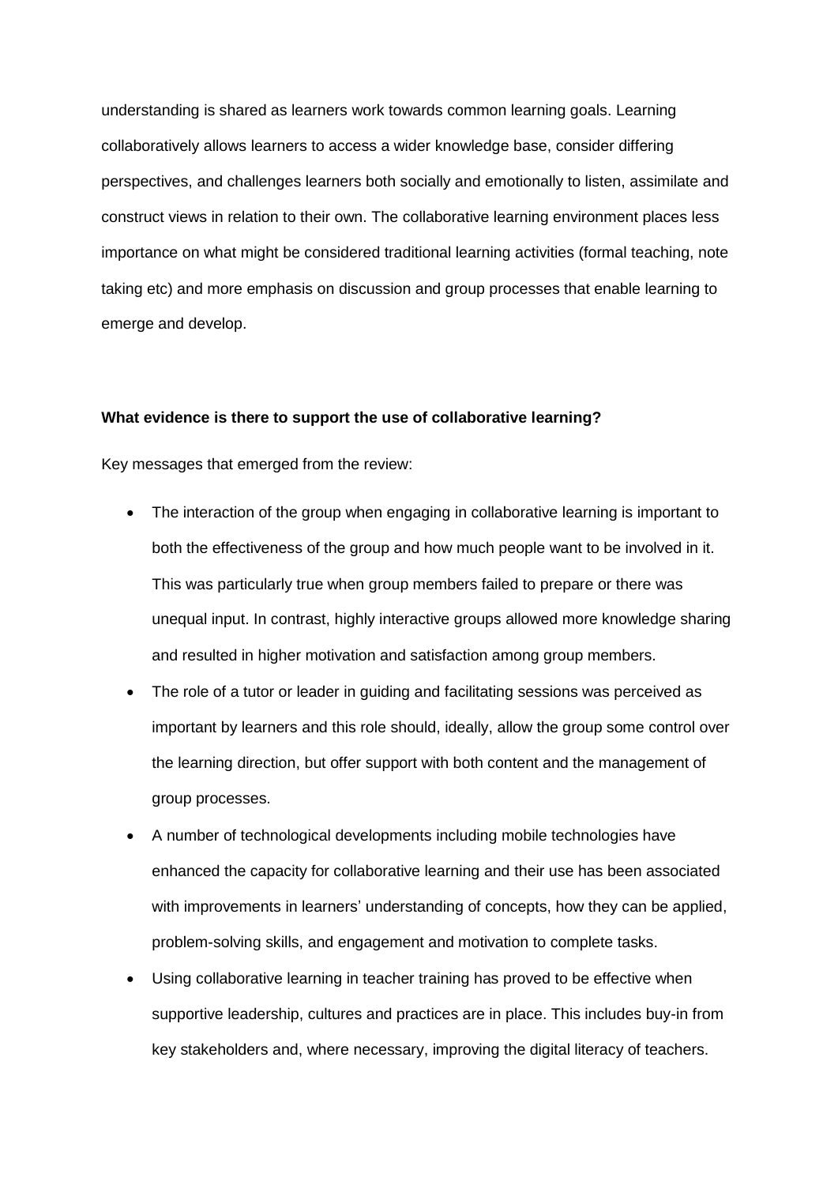understanding is shared as learners work towards common learning goals. Learning collaboratively allows learners to access a wider knowledge base, consider differing perspectives, and challenges learners both socially and emotionally to listen, assimilate and construct views in relation to their own. The collaborative learning environment places less importance on what might be considered traditional learning activities (formal teaching, note taking etc) and more emphasis on discussion and group processes that enable learning to emerge and develop.

**What evidence is there to support the use of collaborative learning?**

Key messages that emerged from the review:

- The interaction of the group when engaging in collaborative learning is important to both the effectiveness of the group and how much people want to be involved in it. This was particularly true when group members failed to prepare or there was unequal input. In contrast, highly interactive groups allowed more knowledge sharing and resulted in higher motivation and satisfaction among group members.
- The role of a tutor or leader in guiding and facilitating sessions was perceived as important by learners and this role should, ideally, allow the group some control over the learning direction, but offer support with both content and the management of group processes.
- A number of technological developments including mobile technologies have enhanced the capacity for collaborative learning and their use has been associated with improvements in learners' understanding of concepts, how they can be applied, problem-solving skills, and engagement and motivation to complete tasks.
- Using collaborative learning in teacher training has proved to be effective when supportive leadership, cultures and practices are in place. This includes buy-in from key stakeholders and, where necessary, improving the digital literacy of teachers.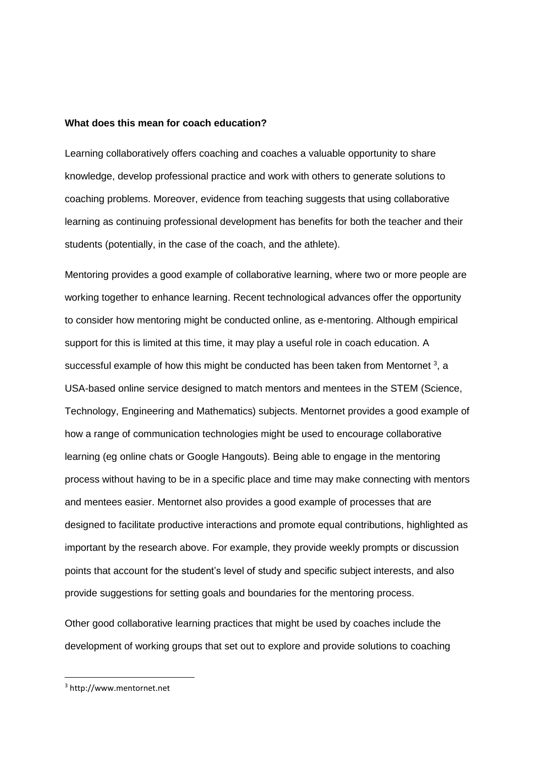**What does this mean for coach education?**

Learning collaboratively offers coaching and coaches a valuable opportunity to share knowledge, develop professional practice and work with others to generate solutions to coaching problems. Moreover, evidence from teaching suggests that using collaborative learning as continuing professional development has benefits for both the teacher and their students (potentially, in the case of the coach, and the athlete).

Mentoring provides a good example of collaborative learning, where two or more people are working together to enhance learning. Recent technological advances offer the opportunity to consider how mentoring might be conducted online, as e-mentoring. Although empirical support for this is limited at this time, it may play a useful role in coach education. A successful example of how this might be conducted has been taken from Mentornet [3], a USA-based online service designed to match mentors and mentees in the STEM (Science, Technology, Engineering and Mathematics) subjects. Mentornet provides a good example of how a range of communication technologies might be used to encourage collaborative learning (eg online chats or Google Hangouts). Being able to engage in the mentoring process without having to be in a specific place and time may make connecting with mentors and mentees easier. Mentornet also provides a good example of processes that are designed to facilitate productive interactions and promote equal contributions, highlighted as important by the research above. For example, they provide weekly prompts or discussion points that account for the student's level of study and specific subject interests, and also provide suggestions for setting goals and boundaries for the mentoring process.

Other good collaborative learning practices that might be used by coaches include the development of working groups that set out to explore and provide solutions to coaching

[3] http://www.mentornet.net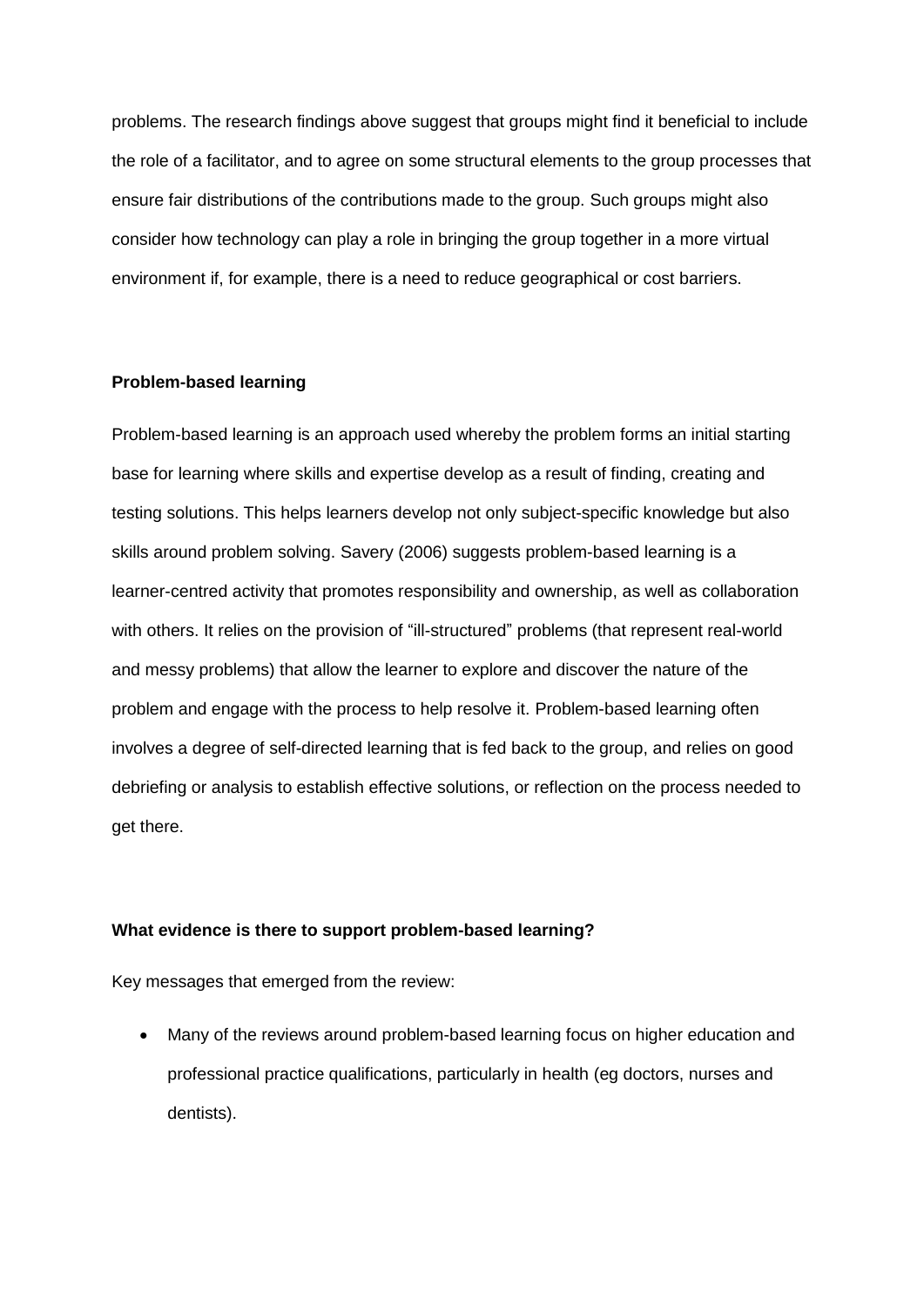problems. The research findings above suggest that groups might find it beneficial to include the role of a facilitator, and to agree on some structural elements to the group processes that ensure fair distributions of the contributions made to the group. Such groups might also consider how technology can play a role in bringing the group together in a more virtual environment if, for example, there is a need to reduce geographical or cost barriers.

**Problem-based learning**

Problem-based learning is an approach used whereby the problem forms an initial starting base for learning where skills and expertise develop as a result of finding, creating and testing solutions. This helps learners develop not only subject-specific knowledge but also skills around problem solving. Savery (2006) suggests problem-based learning is a learner-centred activity that promotes responsibility and ownership, as well as collaboration with others. It relies on the provision of "ill-structured" problems (that represent real-world and messy problems) that allow the learner to explore and discover the nature of the problem and engage with the process to help resolve it. Problem-based learning often involves a degree of self-directed learning that is fed back to the group, and relies on good debriefing or analysis to establish effective solutions, or reflection on the process needed to get there.

**What evidence is there to support problem-based learning?**

Key messages that emerged from the review:

- Many of the reviews around problem-based learning focus on higher education and professional practice qualifications, particularly in health (eg doctors, nurses and dentists).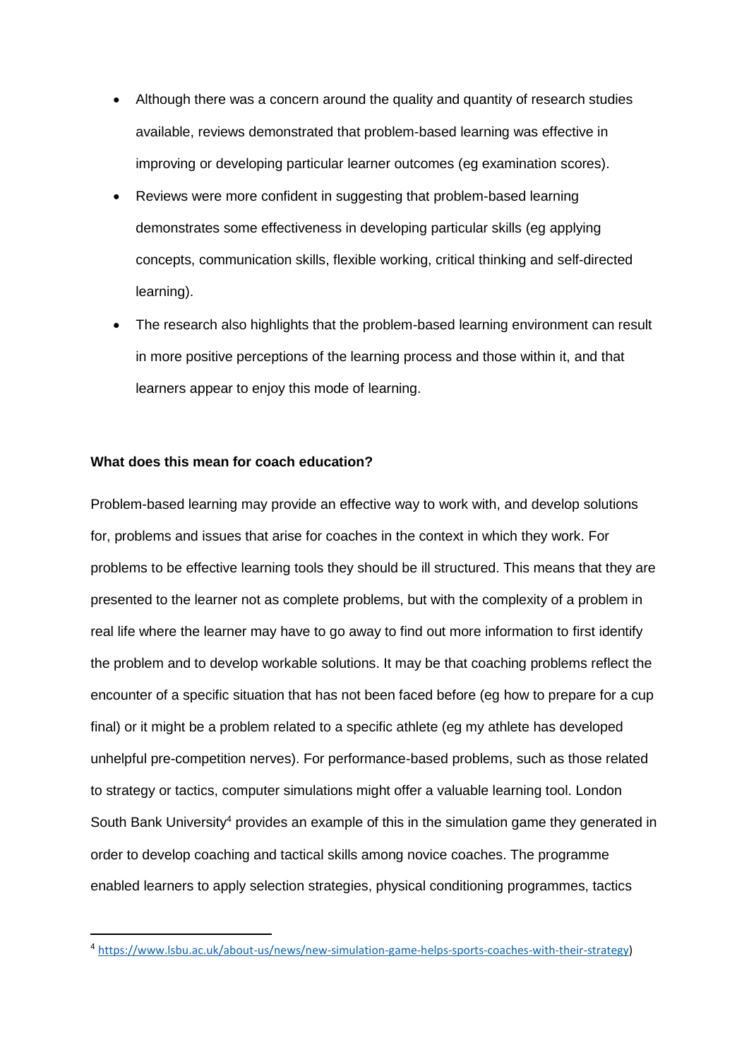- Although there was a concern around the quality and quantity of research studies available, reviews demonstrated that problem-based learning was effective in improving or developing particular learner outcomes (eg examination scores).
- Reviews were more confident in suggesting that problem-based learning demonstrates some effectiveness in developing particular skills (eg applying concepts, communication skills, flexible working, critical thinking and self-directed learning).
- The research also highlights that the problem-based learning environment can result in more positive perceptions of the learning process and those within it, and that learners appear to enjoy this mode of learning.

**What does this mean for coach education?**

Problem-based learning may provide an effective way to work with, and develop solutions for, problems and issues that arise for coaches in the context in which they work. For problems to be effective learning tools they should be ill structured. This means that they are presented to the learner not as complete problems, but with the complexity of a problem in real life where the learner may have to go away to find out more information to first identify the problem and to develop workable solutions. It may be that coaching problems reflect the encounter of a specific situation that has not been faced before (eg how to prepare for a cup final) or it might be a problem related to a specific athlete (eg my athlete has developed unhelpful pre-competition nerves). For performance-based problems, such as those related to strategy or tactics, computer simulations might offer a valuable learning tool. London South Bank University[4] provides an example of this in the simulation game they generated in order to develop coaching and tactical skills among novice coaches. The programme enabled learners to apply selection strategies, physical conditioning programmes, tactics

[4] https://www.lsbu.ac.uk/about-us/news/new-simulation-game-helps-sports-coaches-with-their-strategy)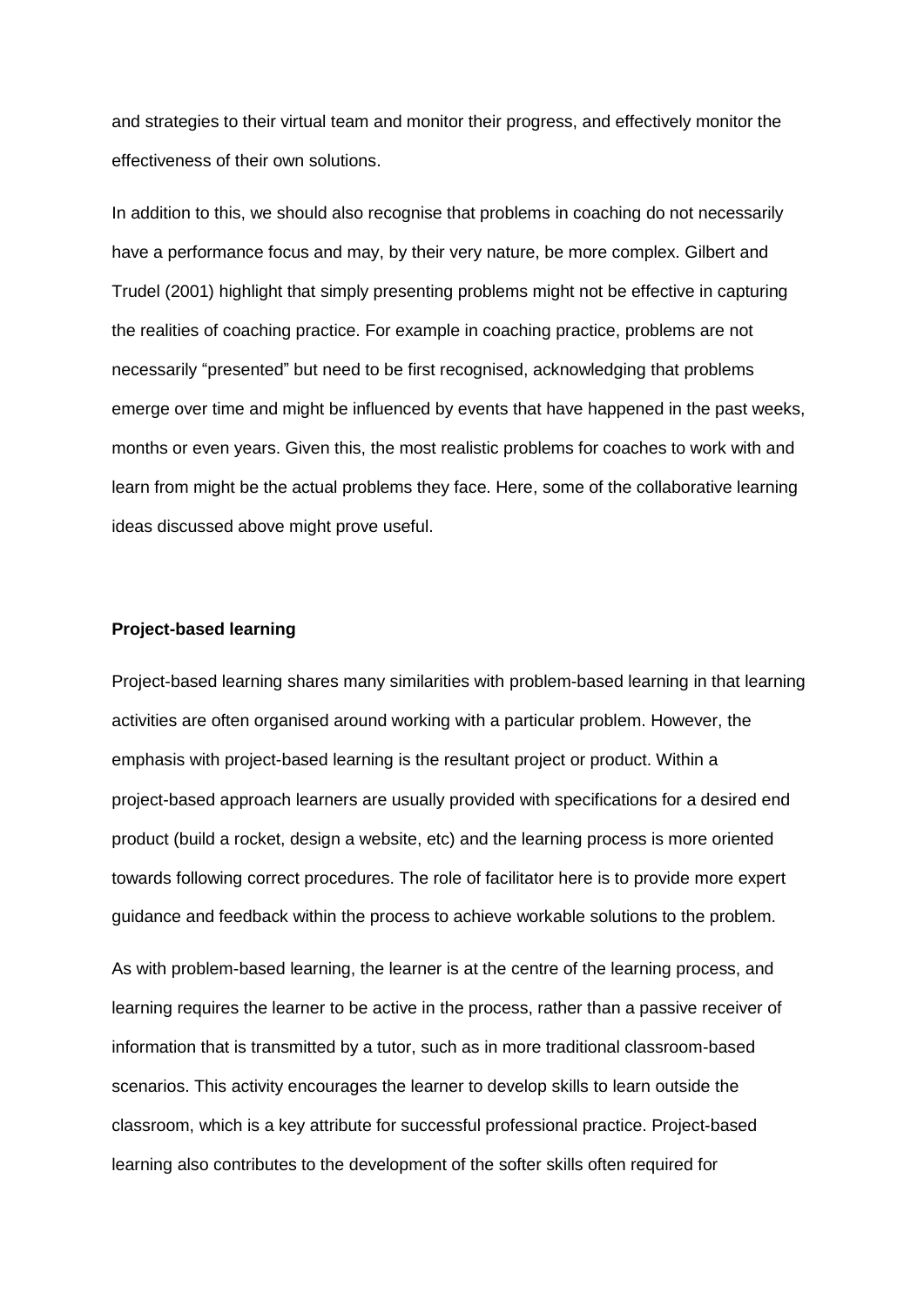and strategies to their virtual team and monitor their progress, and effectively monitor the effectiveness of their own solutions.

In addition to this, we should also recognise that problems in coaching do not necessarily have a performance focus and may, by their very nature, be more complex. Gilbert and Trudel (2001) highlight that simply presenting problems might not be effective in capturing the realities of coaching practice. For example in coaching practice, problems are not necessarily "presented" but need to be first recognised, acknowledging that problems emerge over time and might be influenced by events that have happened in the past weeks, months or even years. Given this, the most realistic problems for coaches to work with and learn from might be the actual problems they face. Here, some of the collaborative learning ideas discussed above might prove useful.

**Project-based learning**

Project-based learning shares many similarities with problem-based learning in that learning activities are often organised around working with a particular problem. However, the emphasis with project-based learning is the resultant project or product. Within a project-based approach learners are usually provided with specifications for a desired end product (build a rocket, design a website, etc) and the learning process is more oriented towards following correct procedures. The role of facilitator here is to provide more expert guidance and feedback within the process to achieve workable solutions to the problem.

As with problem-based learning, the learner is at the centre of the learning process, and learning requires the learner to be active in the process, rather than a passive receiver of information that is transmitted by a tutor, such as in more traditional classroom-based scenarios. This activity encourages the learner to develop skills to learn outside the classroom, which is a key attribute for successful professional practice. Project-based learning also contributes to the development of the softer skills often required for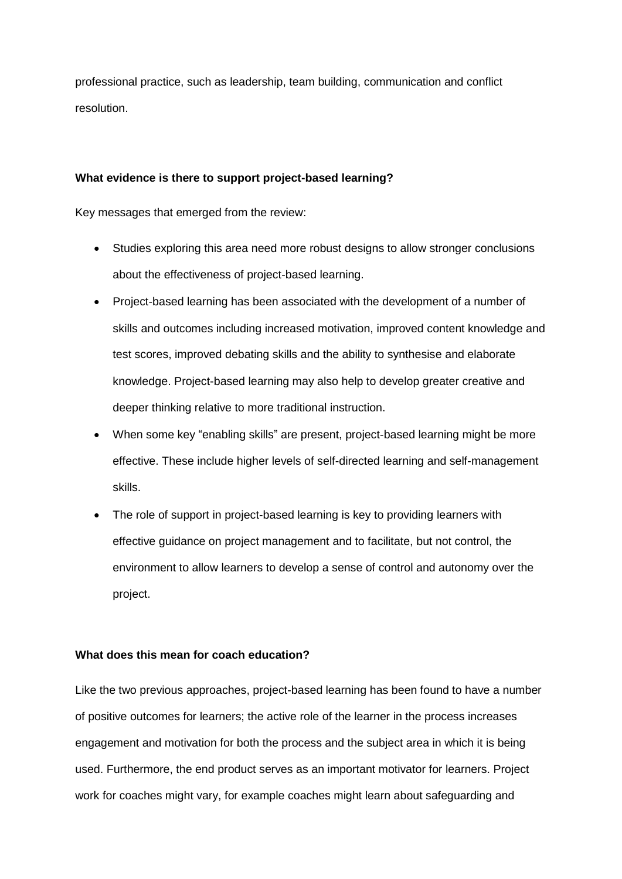professional practice, such as leadership, team building, communication and conflict resolution.

**What evidence is there to support project-based learning?**

Key messages that emerged from the review:

- Studies exploring this area need more robust designs to allow stronger conclusions about the effectiveness of project-based learning.
- Project-based learning has been associated with the development of a number of skills and outcomes including increased motivation, improved content knowledge and test scores, improved debating skills and the ability to synthesise and elaborate knowledge. Project-based learning may also help to develop greater creative and deeper thinking relative to more traditional instruction.
- When some key "enabling skills" are present, project-based learning might be more effective. These include higher levels of self-directed learning and self-management skills.
- The role of support in project-based learning is key to providing learners with effective guidance on project management and to facilitate, but not control, the environment to allow learners to develop a sense of control and autonomy over the project.

**What does this mean for coach education?**

Like the two previous approaches, project-based learning has been found to have a number of positive outcomes for learners; the active role of the learner in the process increases engagement and motivation for both the process and the subject area in which it is being used. Furthermore, the end product serves as an important motivator for learners. Project work for coaches might vary, for example coaches might learn about safeguarding and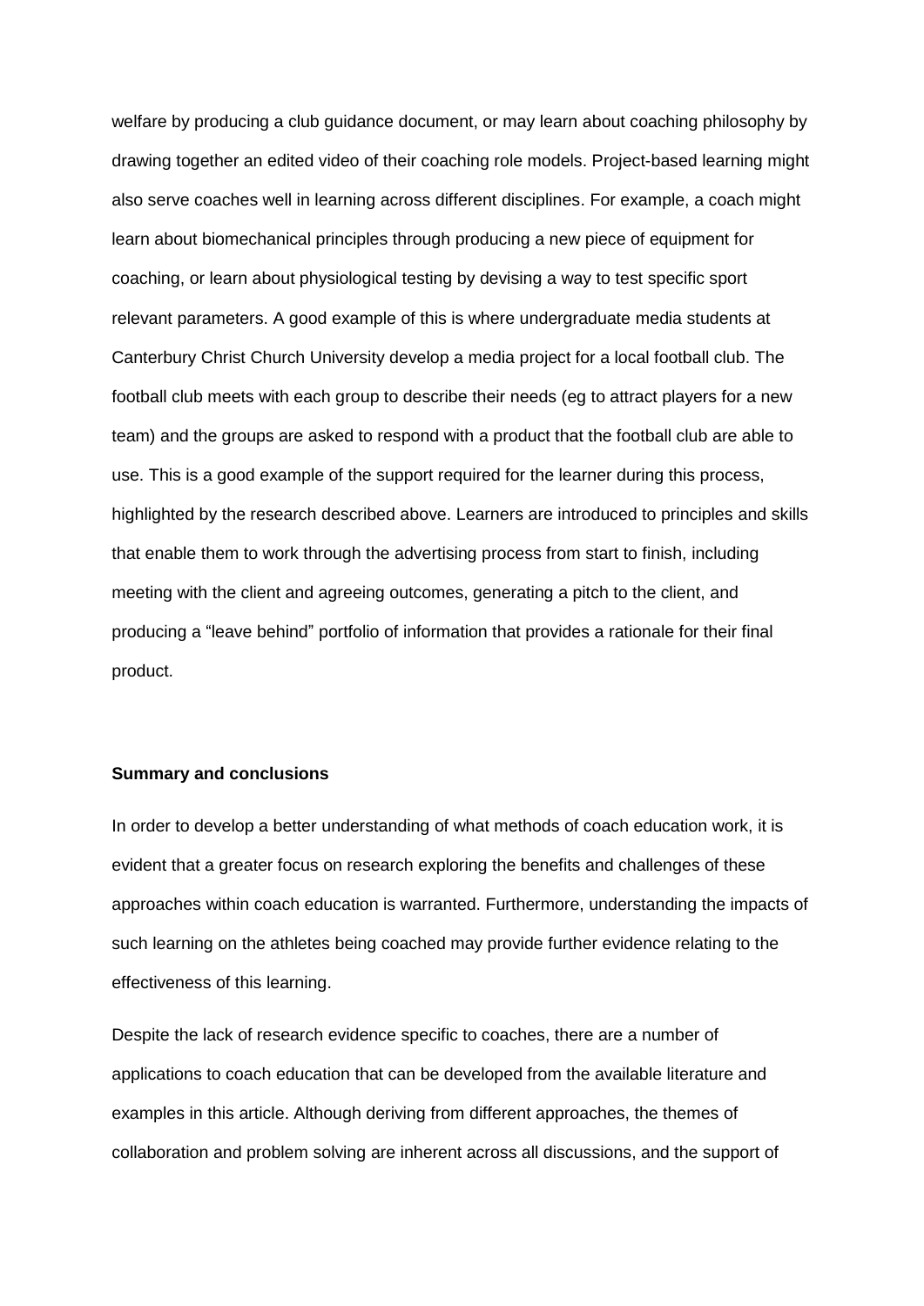welfare by producing a club guidance document, or may learn about coaching philosophy by drawing together an edited video of their coaching role models. Project-based learning might also serve coaches well in learning across different disciplines. For example, a coach might learn about biomechanical principles through producing a new piece of equipment for coaching, or learn about physiological testing by devising a way to test specific sport relevant parameters. A good example of this is where undergraduate media students at Canterbury Christ Church University develop a media project for a local football club. The football club meets with each group to describe their needs (eg to attract players for a new team) and the groups are asked to respond with a product that the football club are able to use. This is a good example of the support required for the learner during this process, highlighted by the research described above. Learners are introduced to principles and skills that enable them to work through the advertising process from start to finish, including meeting with the client and agreeing outcomes, generating a pitch to the client, and producing a "leave behind" portfolio of information that provides a rationale for their final product.

**Summary and conclusions**

In order to develop a better understanding of what methods of coach education work, it is evident that a greater focus on research exploring the benefits and challenges of these approaches within coach education is warranted. Furthermore, understanding the impacts of such learning on the athletes being coached may provide further evidence relating to the effectiveness of this learning.

Despite the lack of research evidence specific to coaches, there are a number of applications to coach education that can be developed from the available literature and examples in this article. Although deriving from different approaches, the themes of collaboration and problem solving are inherent across all discussions, and the support of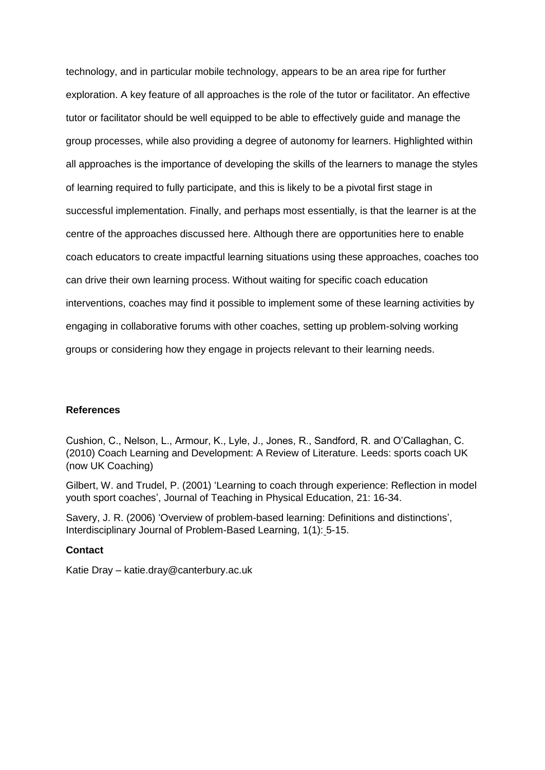technology, and in particular mobile technology, appears to be an area ripe for further exploration. A key feature of all approaches is the role of the tutor or facilitator. An effective tutor or facilitator should be well equipped to be able to effectively guide and manage the group processes, while also providing a degree of autonomy for learners. Highlighted within all approaches is the importance of developing the skills of the learners to manage the styles of learning required to fully participate, and this is likely to be a pivotal first stage in successful implementation. Finally, and perhaps most essentially, is that the learner is at the centre of the approaches discussed here. Although there are opportunities here to enable coach educators to create impactful learning situations using these approaches, coaches too can drive their own learning process. Without waiting for specific coach education interventions, coaches may find it possible to implement some of these learning activities by engaging in collaborative forums with other coaches, setting up problem-solving working groups or considering how they engage in projects relevant to their learning needs.

**References**

Cushion, C., Nelson, L., Armour, K., Lyle, J., Jones, R., Sandford, R. and O'Callaghan, C. (2010) Coach Learning and Development: A Review of Literature. Leeds: sports coach UK (now UK Coaching)

Gilbert, W. and Trudel, P. (2001) 'Learning to coach through experience: Reflection in model youth sport coaches', Journal of Teaching in Physical Education, 21: 16-34.

Savery, J. R. (2006) 'Overview of problem-based learning: Definitions and distinctions', Interdisciplinary Journal of Problem-Based Learning, 1(1): 5-15.

**Contact**

Katie Dray – katie.dray@canterbury.ac.uk